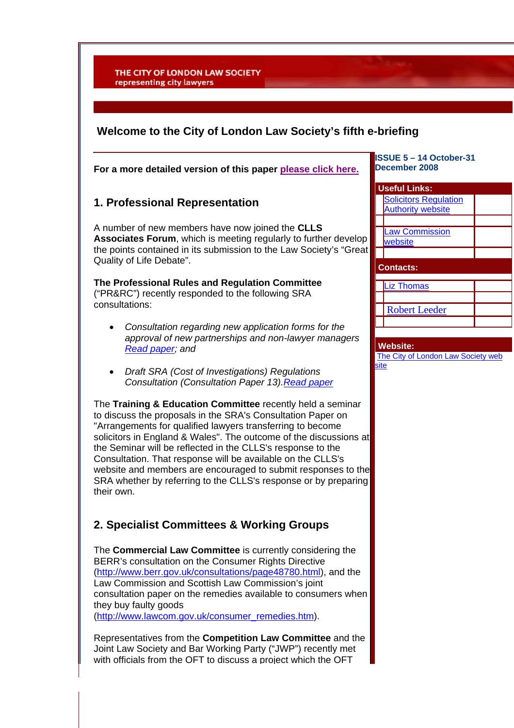THE CITY OF LONDON LAW SOCIETY
representing city lawyers

# Welcome to the City of London Law Society's fifth e-briefing

ISSUE 5 – 14 October-31 December 2008

**Useful Links:**

- Solicitors Regulation Authority website
- Law Commission website

**Contacts:**

- Liz Thomas
- Robert Leeder

**Website:**

The City of London Law Society web site

**For a more detailed version of this paper please click here.**

## 1. Professional Representation

A number of new members have now joined the **CLLS Associates Forum**, which is meeting regularly to further develop the points contained in its submission to the Law Society's "Great Quality of Life Debate".

**The Professional Rules and Regulation Committee** ("PR&RC") recently responded to the following SRA consultations:

- *Consultation regarding new application forms for the approval of new partnerships and non-lawyer managers Read paper; and*
- *Draft SRA (Cost of Investigations) Regulations Consultation (Consultation Paper 13).Read paper*

The **Training & Education Committee** recently held a seminar to discuss the proposals in the SRA's Consultation Paper on "Arrangements for qualified lawyers transferring to become solicitors in England & Wales". The outcome of the discussions at the Seminar will be reflected in the CLLS's response to the Consultation. That response will be available on the CLLS's website and members are encouraged to submit responses to the SRA whether by referring to the CLLS's response or by preparing their own.

## 2. Specialist Committees & Working Groups

The **Commercial Law Committee** is currently considering the BERR's consultation on the Consumer Rights Directive (http://www.berr.gov.uk/consultations/page48780.html), and the Law Commission and Scottish Law Commission's joint consultation paper on the remedies available to consumers when they buy faulty goods (http://www.lawcom.gov.uk/consumer_remedies.htm).

Representatives from the **Competition Law Committee** and the Joint Law Society and Bar Working Party ("JWP") recently met with officials from the OFT to discuss a project which the OFT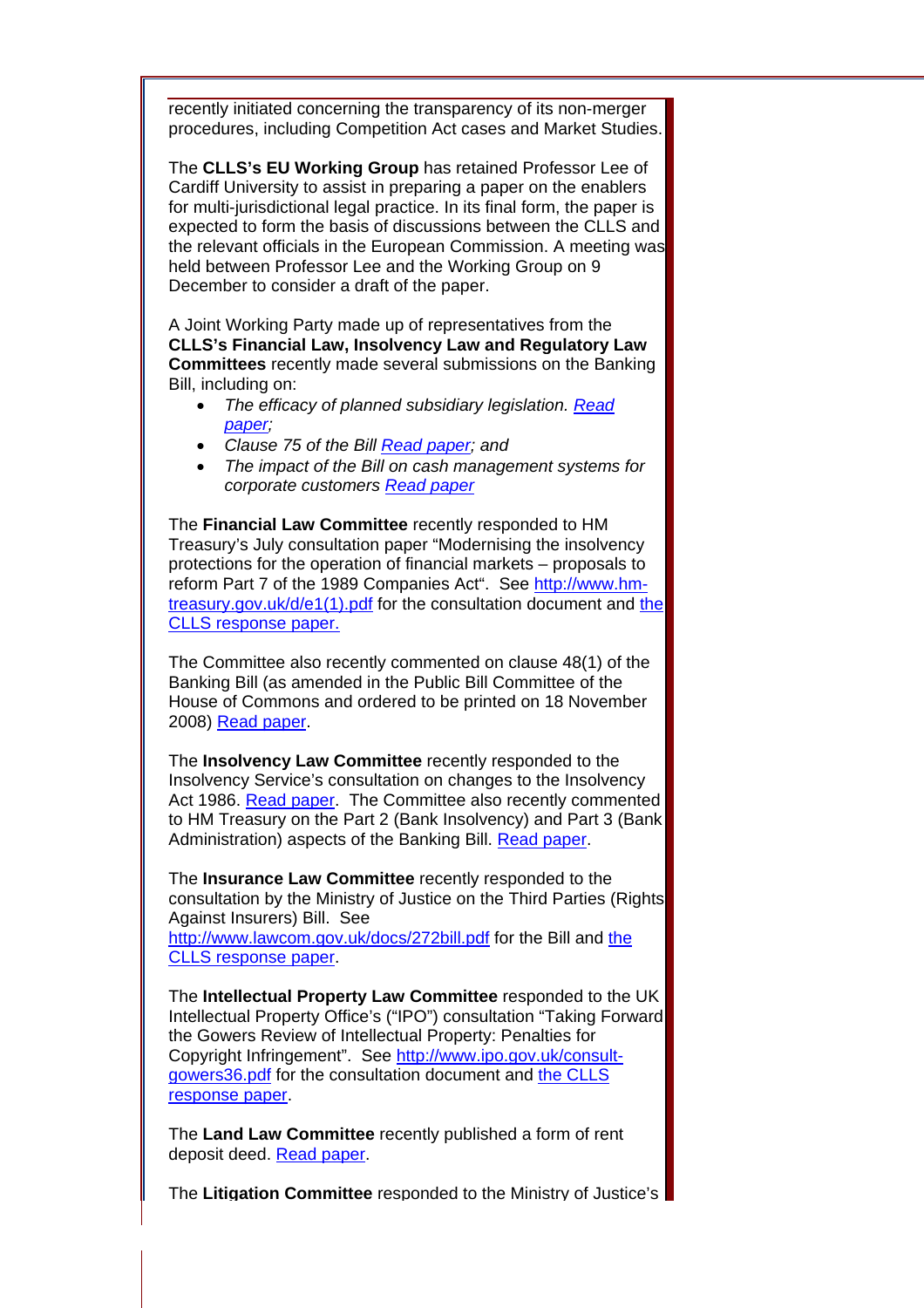recently initiated concerning the transparency of its non-merger procedures, including Competition Act cases and Market Studies.

The **CLLS's EU Working Group** has retained Professor Lee of Cardiff University to assist in preparing a paper on the enablers for multi-jurisdictional legal practice. In its final form, the paper is expected to form the basis of discussions between the CLLS and the relevant officials in the European Commission. A meeting was held between Professor Lee and the Working Group on 9 December to consider a draft of the paper.

A Joint Working Party made up of representatives from the **CLLS's Financial Law, Insolvency Law and Regulatory Law Committees** recently made several submissions on the Banking Bill, including on:

- *The efficacy of planned subsidiary legislation. Read paper;*
- *Clause 75 of the Bill Read paper; and*
- *The impact of the Bill on cash management systems for corporate customers Read paper*

The **Financial Law Committee** recently responded to HM Treasury's July consultation paper "Modernising the insolvency protections for the operation of financial markets – proposals to reform Part 7 of the 1989 Companies Act". See http://www.hm-treasury.gov.uk/d/e1(1).pdf for the consultation document and the CLLS response paper.

The Committee also recently commented on clause 48(1) of the Banking Bill (as amended in the Public Bill Committee of the House of Commons and ordered to be printed on 18 November 2008) Read paper.

The **Insolvency Law Committee** recently responded to the Insolvency Service's consultation on changes to the Insolvency Act 1986. Read paper. The Committee also recently commented to HM Treasury on the Part 2 (Bank Insolvency) and Part 3 (Bank Administration) aspects of the Banking Bill. Read paper.

The **Insurance Law Committee** recently responded to the consultation by the Ministry of Justice on the Third Parties (Rights Against Insurers) Bill. See http://www.lawcom.gov.uk/docs/272bill.pdf for the Bill and the CLLS response paper.

The **Intellectual Property Law Committee** responded to the UK Intellectual Property Office's ("IPO") consultation "Taking Forward the Gowers Review of Intellectual Property: Penalties for Copyright Infringement". See http://www.ipo.gov.uk/consult-gowers36.pdf for the consultation document and the CLLS response paper.

The **Land Law Committee** recently published a form of rent deposit deed. Read paper.

The **Litigation Committee** responded to the Ministry of Justice's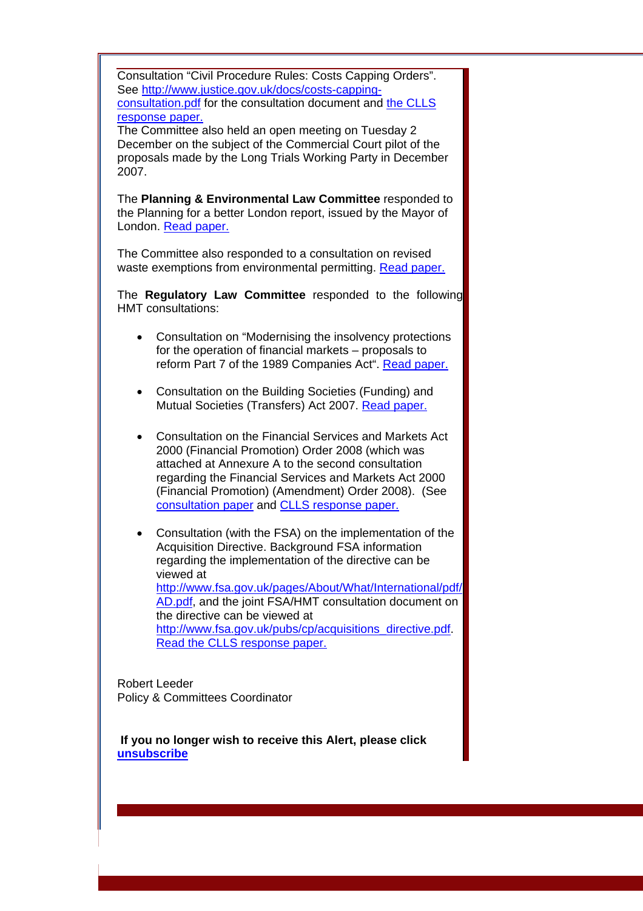Consultation "Civil Procedure Rules: Costs Capping Orders". See http://www.justice.gov.uk/docs/costs-capping-consultation.pdf for the consultation document and the CLLS response paper.

The Committee also held an open meeting on Tuesday 2 December on the subject of the Commercial Court pilot of the proposals made by the Long Trials Working Party in December 2007.

The **Planning & Environmental Law Committee** responded to the Planning for a better London report, issued by the Mayor of London. Read paper.

The Committee also responded to a consultation on revised waste exemptions from environmental permitting. Read paper.

The **Regulatory Law Committee** responded to the following HMT consultations:

- Consultation on "Modernising the insolvency protections for the operation of financial markets – proposals to reform Part 7 of the 1989 Companies Act". Read paper.

- Consultation on the Building Societies (Funding) and Mutual Societies (Transfers) Act 2007. Read paper.

- Consultation on the Financial Services and Markets Act 2000 (Financial Promotion) Order 2008 (which was attached at Annexure A to the second consultation regarding the Financial Services and Markets Act 2000 (Financial Promotion) (Amendment) Order 2008). (See consultation paper and CLLS response paper.

- Consultation (with the FSA) on the implementation of the Acquisition Directive. Background FSA information regarding the implementation of the directive can be viewed at http://www.fsa.gov.uk/pages/About/What/International/pdf/AD.pdf, and the joint FSA/HMT consultation document on the directive can be viewed at http://www.fsa.gov.uk/pubs/cp/acquisitions_directive.pdf. Read the CLLS response paper.

Robert Leeder
Policy & Committees Coordinator

**If you no longer wish to receive this Alert, please click unsubscribe**